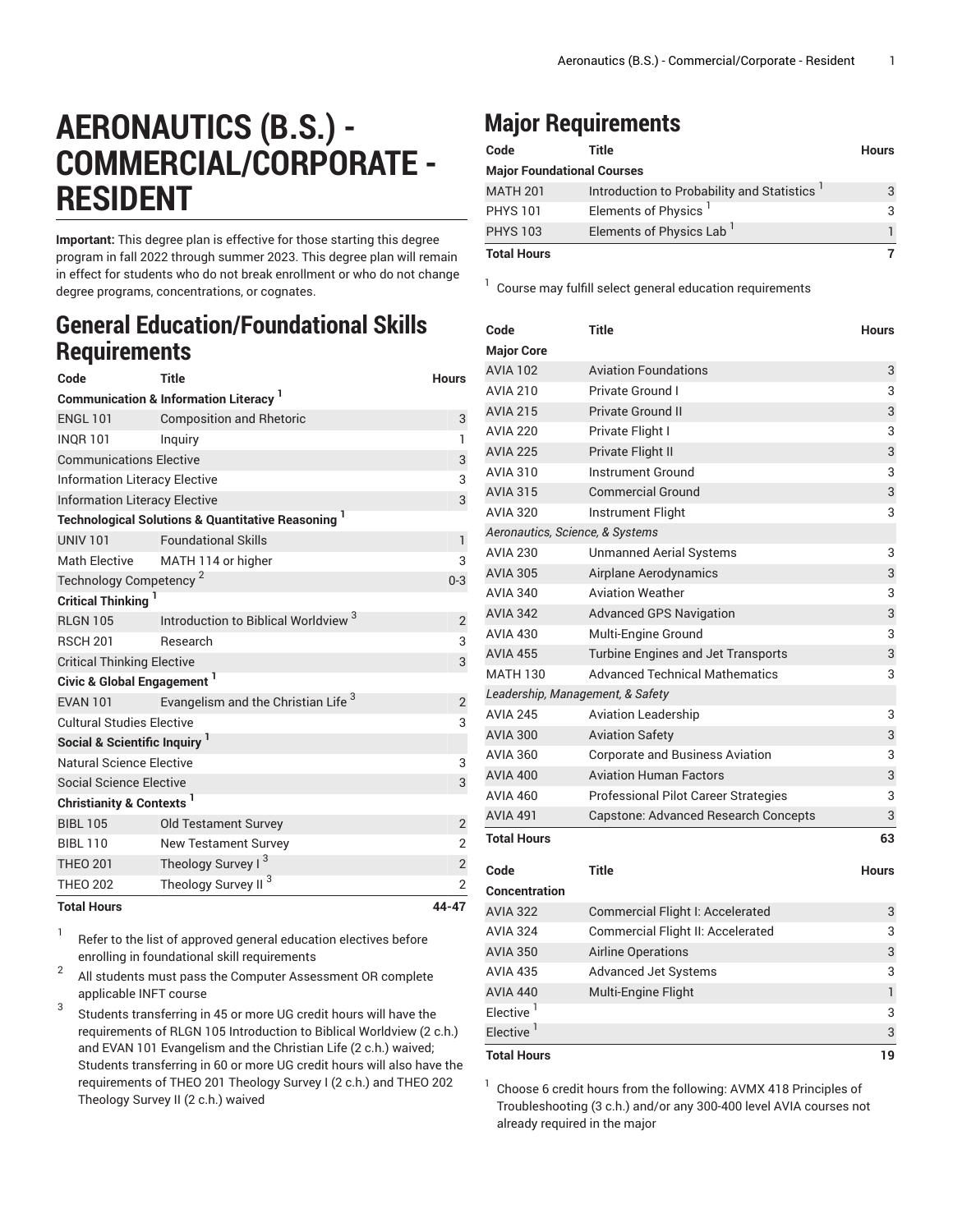# AERONAUTICS (B.S.) - COMMERCIAL/CORPORATE - RESIDENT

**Important:** This degree plan is effective for those starting this degree program in fall 2022 through summer 2023. This degree plan will remain in effect for students who do not break enrollment or who do not change degree programs, concentrations, or cognates.

## General Education/Foundational Skills Requirements

| Code | Title | Hours |
|---|---|---|
| **Communication & Information Literacy** [1] | | |
| ENGL 101 | Composition and Rhetoric | 3 |
| INQR 101 | Inquiry | 1 |
| Communications Elective | | 3 |
| Information Literacy Elective | | 3 |
| Information Literacy Elective | | 3 |
| **Technological Solutions & Quantitative Reasoning** [1] | | |
| UNIV 101 | Foundational Skills | 1 |
| Math Elective | MATH 114 or higher | 3 |
| Technology Competency [2] | | 0-3 |
| **Critical Thinking** [1] | | |
| RLGN 105 | Introduction to Biblical Worldview [3] | 2 |
| RSCH 201 | Research | 3 |
| Critical Thinking Elective | | 3 |
| **Civic & Global Engagement** [1] | | |
| EVAN 101 | Evangelism and the Christian Life [3] | 2 |
| Cultural Studies Elective | | 3 |
| **Social & Scientific Inquiry** [1] | | |
| Natural Science Elective | | 3 |
| Social Science Elective | | 3 |
| **Christianity & Contexts** [1] | | |
| BIBL 105 | Old Testament Survey | 2 |
| BIBL 110 | New Testament Survey | 2 |
| THEO 201 | Theology Survey I [3] | 2 |
| THEO 202 | Theology Survey II [3] | 2 |
| **Total Hours** | | **44-47** |

1. Refer to the list of approved general education electives before enrolling in foundational skill requirements
2. All students must pass the Computer Assessment OR complete applicable INFT course
3. Students transferring in 45 or more UG credit hours will have the requirements of RLGN 105 Introduction to Biblical Worldview (2 c.h.) and EVAN 101 Evangelism and the Christian Life (2 c.h.) waived; Students transferring in 60 or more UG credit hours will also have the requirements of THEO 201 Theology Survey I (2 c.h.) and THEO 202 Theology Survey II (2 c.h.) waived

## Major Requirements

| Code | Title | Hours |
|---|---|---|
| **Major Foundational Courses** | | |
| MATH 201 | Introduction to Probability and Statistics [1] | 3 |
| PHYS 101 | Elements of Physics [1] | 3 |
| PHYS 103 | Elements of Physics Lab [1] | 1 |
| **Total Hours** | | **7** |

1. Course may fulfill select general education requirements

| Code | Title | Hours |
|---|---|---|
| **Major Core** | | |
| AVIA 102 | Aviation Foundations | 3 |
| AVIA 210 | Private Ground I | 3 |
| AVIA 215 | Private Ground II | 3 |
| AVIA 220 | Private Flight I | 3 |
| AVIA 225 | Private Flight II | 3 |
| AVIA 310 | Instrument Ground | 3 |
| AVIA 315 | Commercial Ground | 3 |
| AVIA 320 | Instrument Flight | 3 |
| *Aeronautics, Science, & Systems* | | |
| AVIA 230 | Unmanned Aerial Systems | 3 |
| AVIA 305 | Airplane Aerodynamics | 3 |
| AVIA 340 | Aviation Weather | 3 |
| AVIA 342 | Advanced GPS Navigation | 3 |
| AVIA 430 | Multi-Engine Ground | 3 |
| AVIA 455 | Turbine Engines and Jet Transports | 3 |
| MATH 130 | Advanced Technical Mathematics | 3 |
| *Leadership, Management, & Safety* | | |
| AVIA 245 | Aviation Leadership | 3 |
| AVIA 300 | Aviation Safety | 3 |
| AVIA 360 | Corporate and Business Aviation | 3 |
| AVIA 400 | Aviation Human Factors | 3 |
| AVIA 460 | Professional Pilot Career Strategies | 3 |
| AVIA 491 | Capstone: Advanced Research Concepts | 3 |
| **Total Hours** | | **63** |

| Code | Title | Hours |
|---|---|---|
| **Concentration** | | |
| AVIA 322 | Commercial Flight I: Accelerated | 3 |
| AVIA 324 | Commercial Flight II: Accelerated | 3 |
| AVIA 350 | Airline Operations | 3 |
| AVIA 435 | Advanced Jet Systems | 3 |
| AVIA 440 | Multi-Engine Flight | 1 |
| Elective [1] | | 3 |
| Elective [1] | | 3 |
| **Total Hours** | | **19** |

1. Choose 6 credit hours from the following: AVMX 418 Principles of Troubleshooting (3 c.h.) and/or any 300-400 level AVIA courses not already required in the major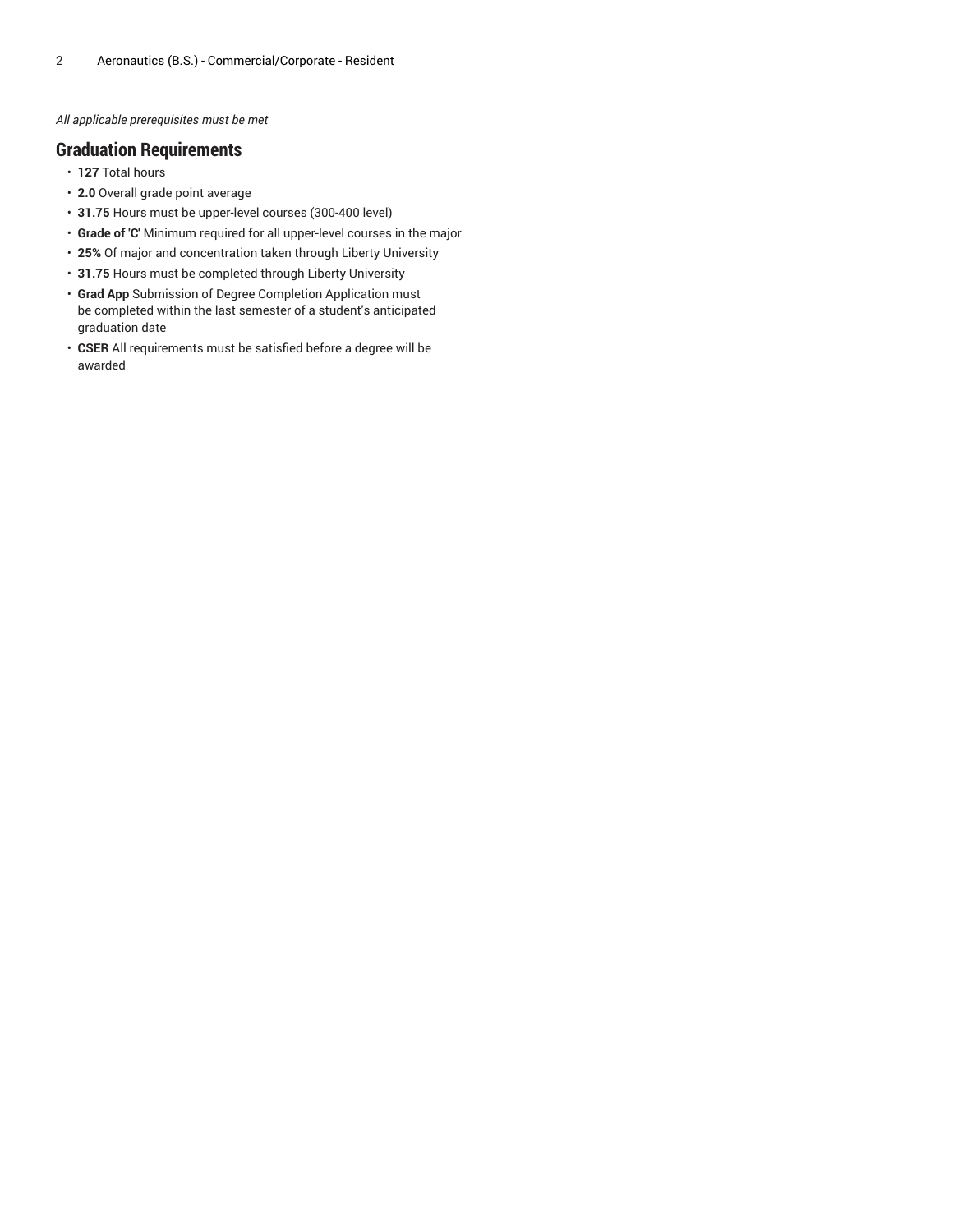*All applicable prerequisites must be met*

## Graduation Requirements

- **127** Total hours
- **2.0** Overall grade point average
- **31.75** Hours must be upper-level courses (300-400 level)
- **Grade of 'C'** Minimum required for all upper-level courses in the major
- **25%** Of major and concentration taken through Liberty University
- **31.75** Hours must be completed through Liberty University
- **Grad App** Submission of Degree Completion Application must be completed within the last semester of a student's anticipated graduation date
- **CSER** All requirements must be satisfied before a degree will be awarded